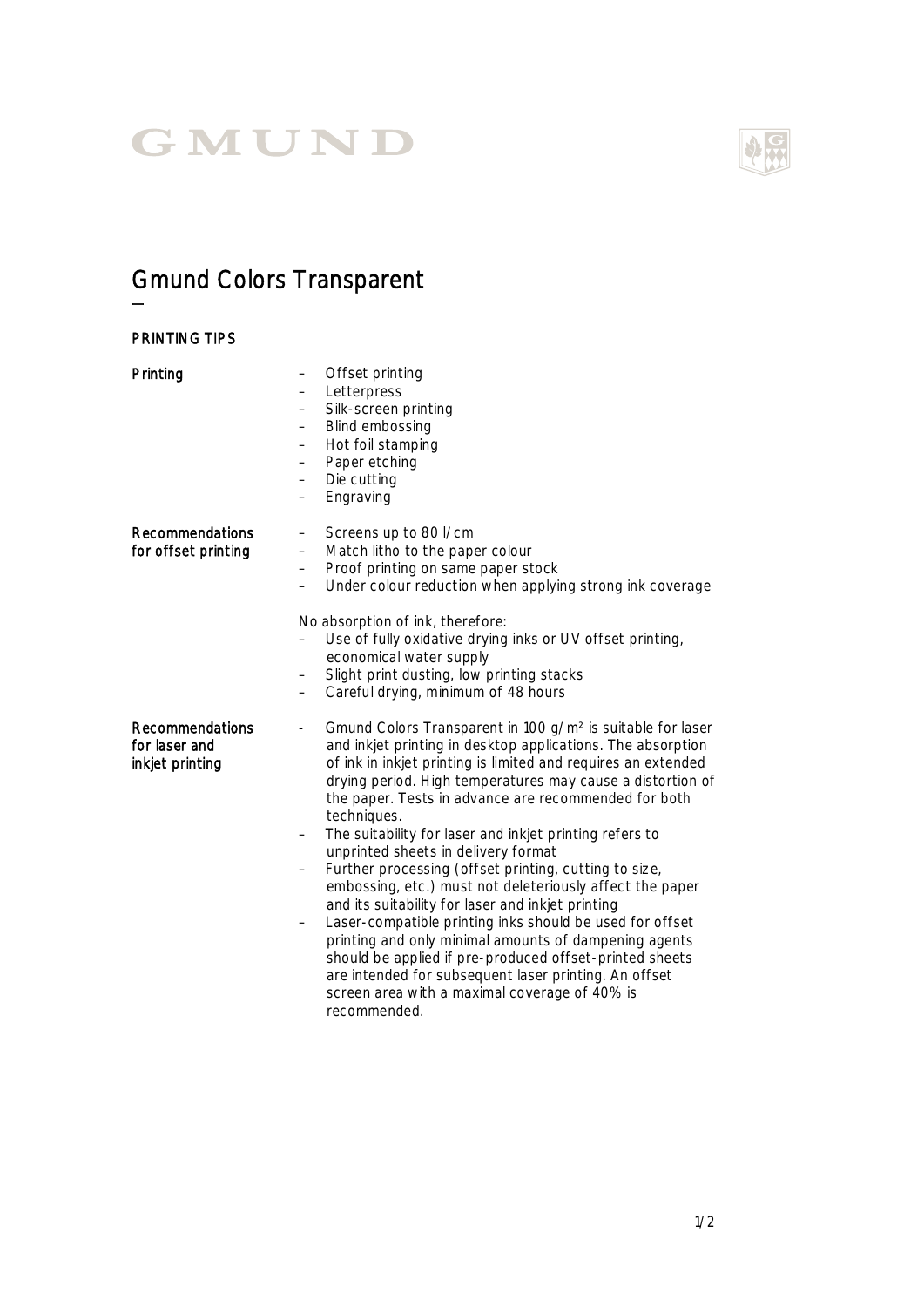GMUND

# Gmund Colors Transparent

—

## PRINTING TIPS

**Printing**

- Offset printing
- Letterpress
- Silk-screen printing
- Blind embossing
- Hot foil stamping
- Paper etching
- Die cutting
- Engraving

**Recommendations for offset printing**

- Screens up to 80 l/cm
- Match litho to the paper colour
- Proof printing on same paper stock
- Under colour reduction when applying strong ink coverage

No absorption of ink, therefore:

- Use of fully oxidative drying inks or UV offset printing, economical water supply
- Slight print dusting, low printing stacks
- Careful drying, minimum of 48 hours

**Recommendations for laser and inkjet printing**

- Gmund Colors Transparent in 100 g/m² is suitable for laser and inkjet printing in desktop applications. The absorption of ink in inkjet printing is limited and requires an extended drying period. High temperatures may cause a distortion of the paper. Tests in advance are recommended for both techniques.
- The suitability for laser and inkjet printing refers to unprinted sheets in delivery format
- Further processing (offset printing, cutting to size, embossing, etc.) must not deleteriously affect the paper and its suitability for laser and inkjet printing
- Laser-compatible printing inks should be used for offset printing and only minimal amounts of dampening agents should be applied if pre-produced offset-printed sheets are intended for subsequent laser printing. An offset screen area with a maximal coverage of 40% is recommended.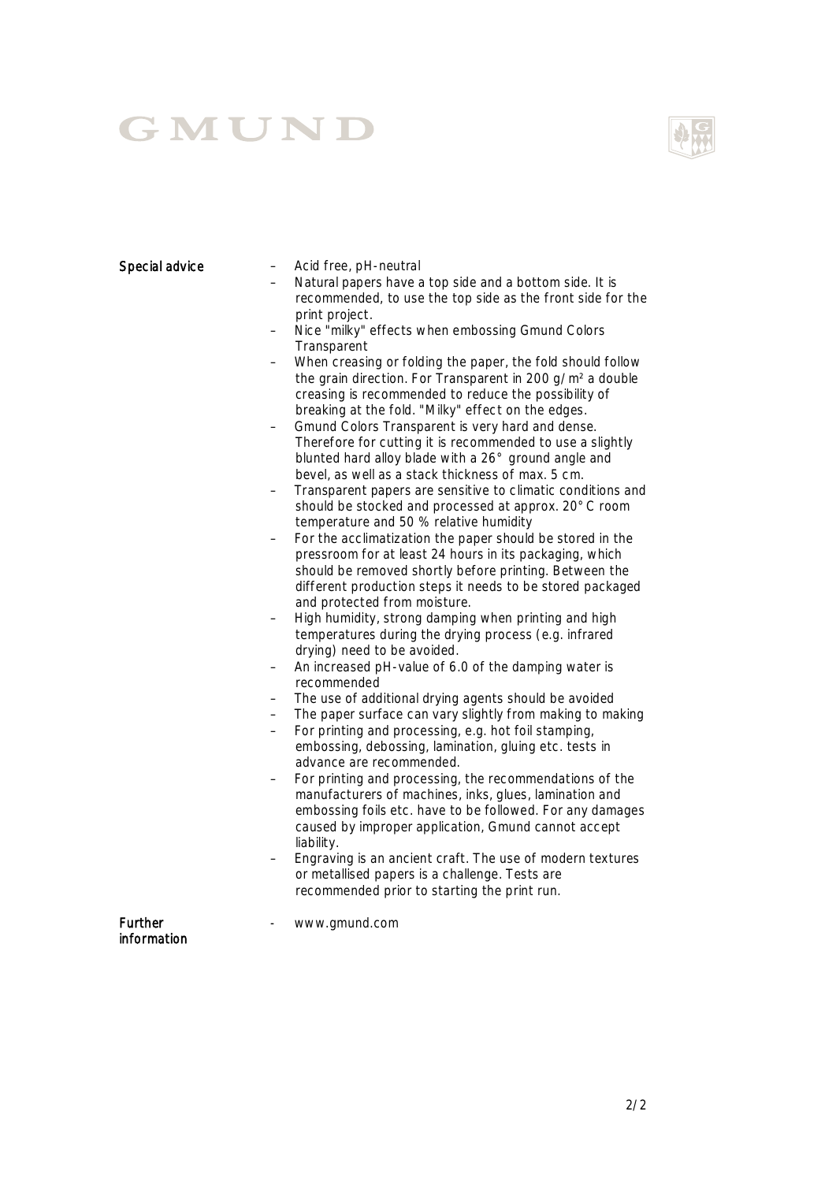GMUND

**Special advice**

- Acid free, pH-neutral
- Natural papers have a top side and a bottom side. It is recommended, to use the top side as the front side for the print project.
- Nice "milky" effects when embossing Gmund Colors Transparent
- When creasing or folding the paper, the fold should follow the grain direction. For Transparent in 200 g/m² a double creasing is recommended to reduce the possibility of breaking at the fold. "Milky" effect on the edges.
- Gmund Colors Transparent is very hard and dense. Therefore for cutting it is recommended to use a slightly blunted hard alloy blade with a 26° ground angle and bevel, as well as a stack thickness of max. 5 cm.
- Transparent papers are sensitive to climatic conditions and should be stocked and processed at approx. 20°C room temperature and 50 % relative humidity
- For the acclimatization the paper should be stored in the pressroom for at least 24 hours in its packaging, which should be removed shortly before printing. Between the different production steps it needs to be stored packaged and protected from moisture.
- High humidity, strong damping when printing and high temperatures during the drying process (e.g. infrared drying) need to be avoided.
- An increased pH-value of 6.0 of the damping water is recommended
- The use of additional drying agents should be avoided
- The paper surface can vary slightly from making to making
- For printing and processing, e.g. hot foil stamping, embossing, debossing, lamination, gluing etc. tests in advance are recommended.
- For printing and processing, the recommendations of the manufacturers of machines, inks, glues, lamination and embossing foils etc. have to be followed. For any damages caused by improper application, Gmund cannot accept liability.
- Engraving is an ancient craft. The use of modern textures or metallised papers is a challenge. Tests are recommended prior to starting the print run.

**Further information**

- www.gmund.com